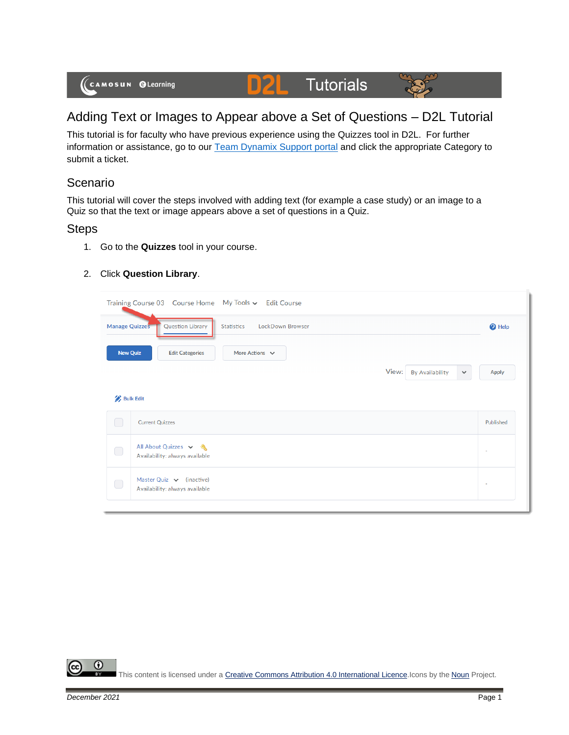# Adding Text or Images to Appear above a Set of Questions – D2L Tutorial

This tutorial is for faculty who have previous experience using the Quizzes tool in D2L. For further information or assistance, go to our Team Dynamix Support portal and click the appropriate Category to submit a ticket.

## Scenario

This tutorial will cover the steps involved with adding text (for example a case study) or an image to a Quiz so that the text or image appears above a set of questions in a Quiz.

## Steps

1. Go to the **Quizzes** tool in your course.

2. Click **Question Library**.

This content is licensed under a Creative Commons Attribution 4.0 International Licence. Icons by the Noun Project.

*December 2021*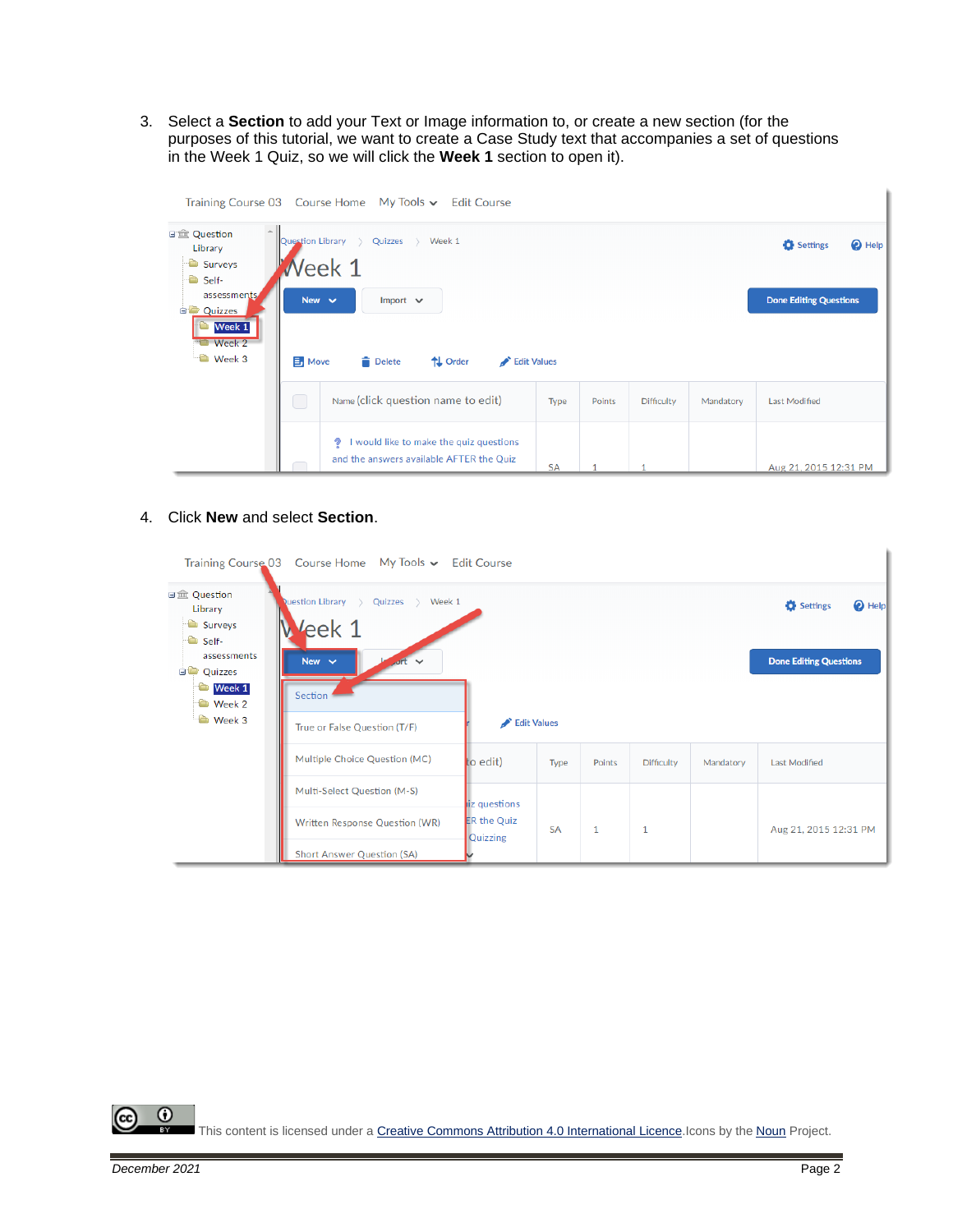3. Select a **Section** to add your Text or Image information to, or create a new section (for the purposes of this tutorial, we want to create a Case Study text that accompanies a set of questions in the Week 1 Quiz, so we will click the **Week 1** section to open it).

4. Click **New** and select **Section**.

This content is licensed under a Creative Commons Attribution 4.0 International Licence. Icons by the Noun Project.

*December 2021*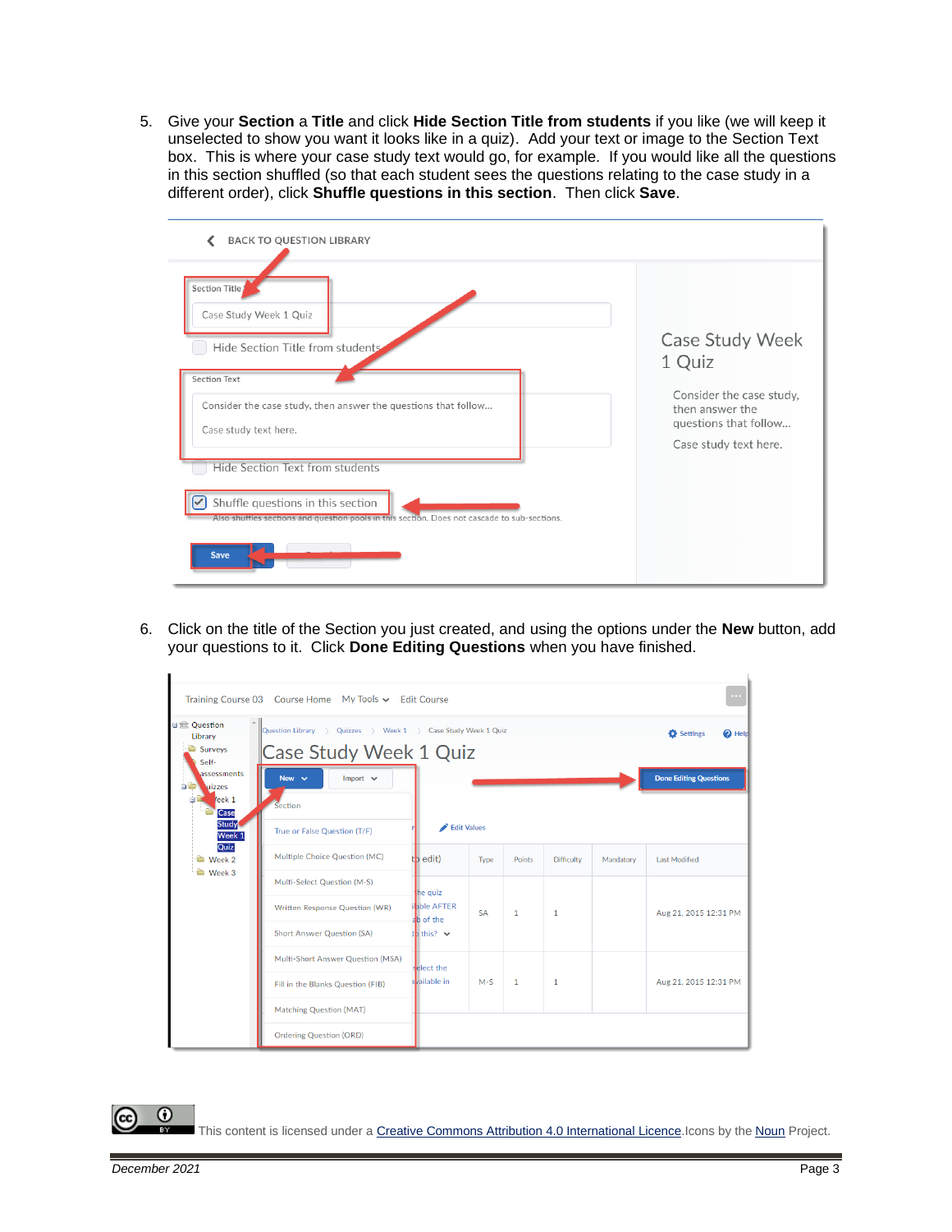5. Give your **Section** a **Title** and click **Hide Section Title from students** if you like (we will keep it unselected to show you want it looks like in a quiz). Add your text or image to the Section Text box. This is where your case study text would go, for example. If you would like all the questions in this section shuffled (so that each student sees the questions relating to the case study in a different order), click **Shuffle questions in this section**. Then click **Save**.

6. Click on the title of the Section you just created, and using the options under the **New** button, add your questions to it. Click **Done Editing Questions** when you have finished.

This content is licensed under a Creative Commons Attribution 4.0 International Licence. Icons by the Noun Project.

December 2021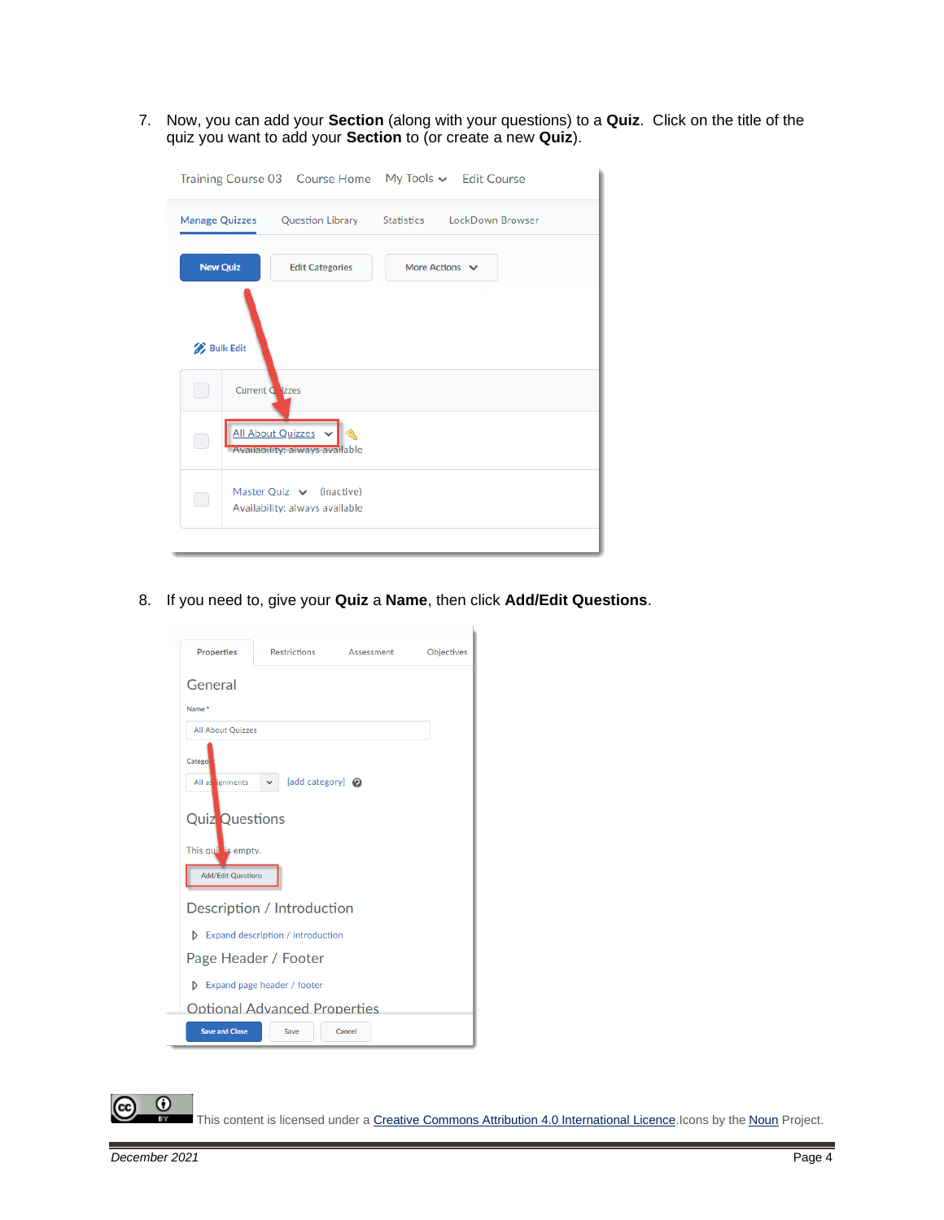7. Now, you can add your **Section** (along with your questions) to a **Quiz**. Click on the title of the quiz you want to add your **Section** to (or create a new **Quiz**).

8. If you need to, give your **Quiz** a **Name**, then click **Add/Edit Questions**.

This content is licensed under a Creative Commons Attribution 4.0 International Licence. Icons by the Noun Project.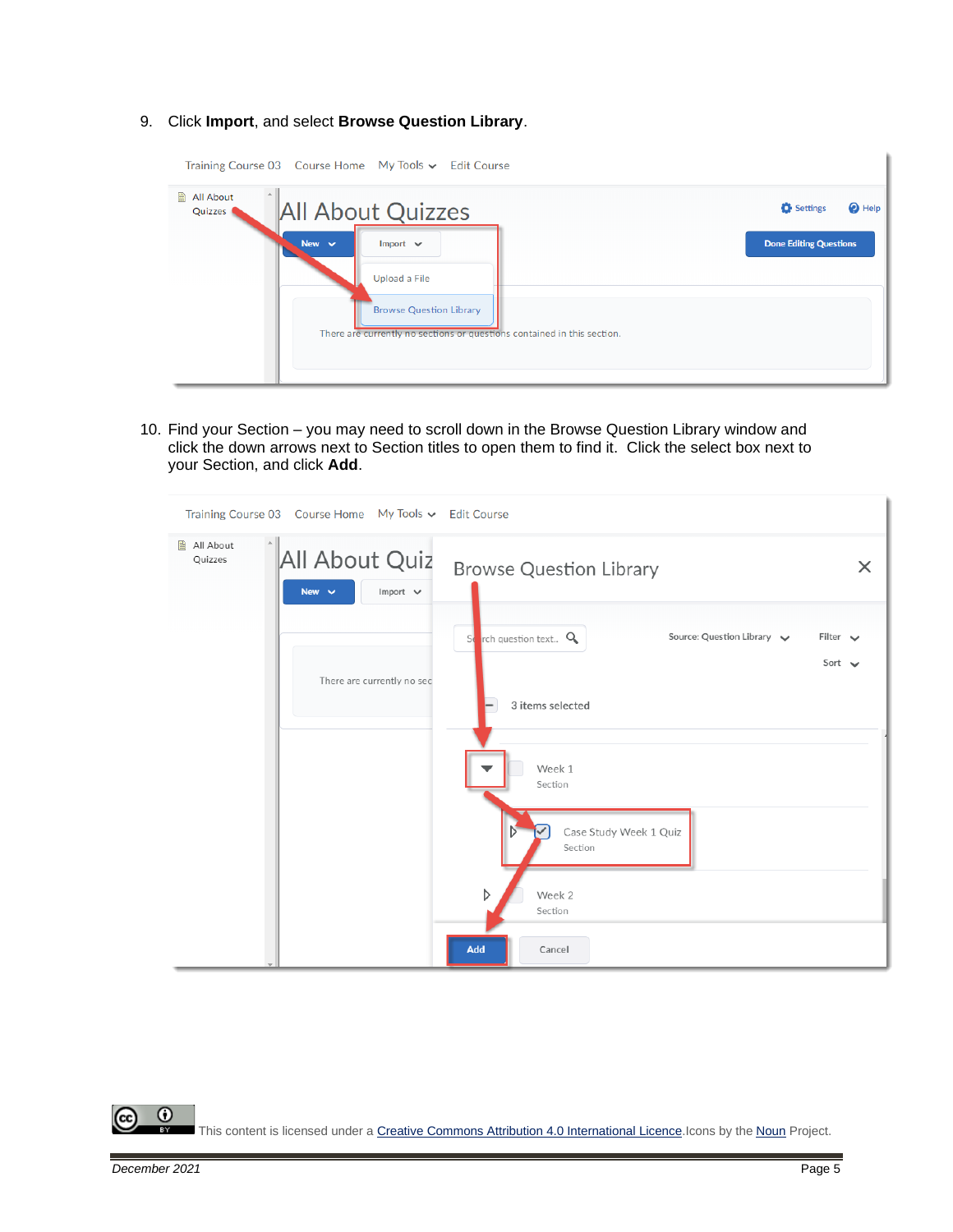9. Click **Import**, and select **Browse Question Library**.

10. Find your Section – you may need to scroll down in the Browse Question Library window and click the down arrows next to Section titles to open them to find it. Click the select box next to your Section, and click **Add**.

This content is licensed under a Creative Commons Attribution 4.0 International Licence. Icons by the Noun Project.

December 2021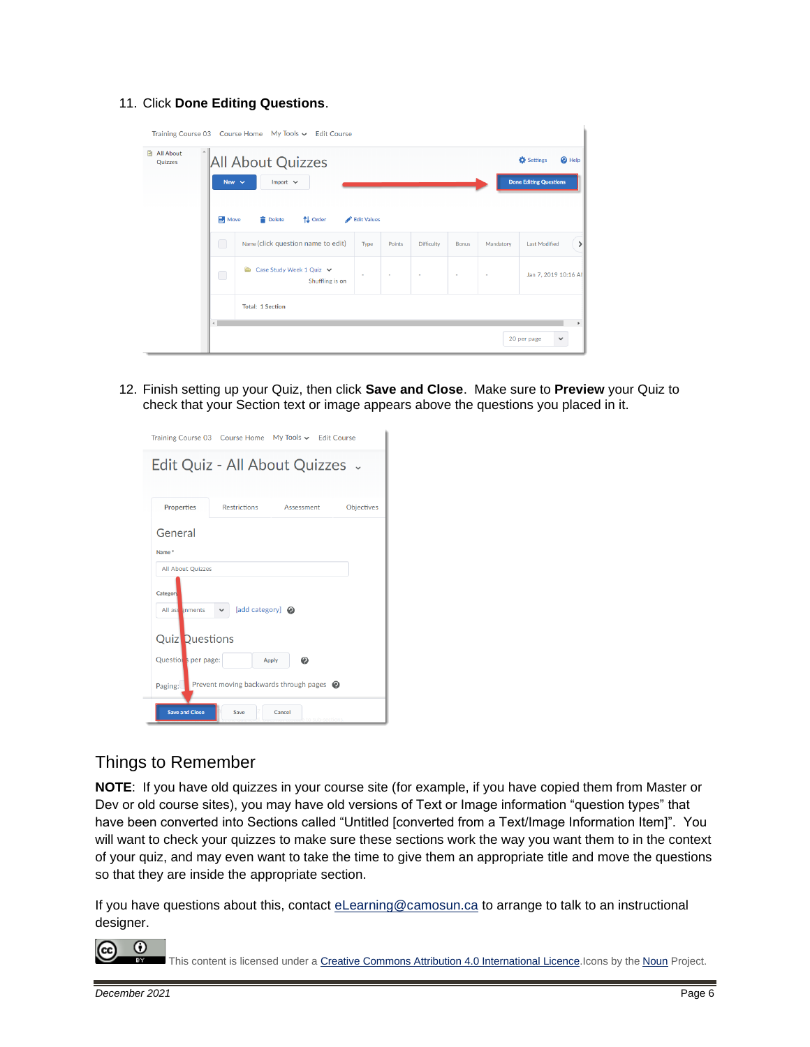11. Click **Done Editing Questions**.

12. Finish setting up your Quiz, then click **Save and Close**. Make sure to **Preview** your Quiz to check that your Section text or image appears above the questions you placed in it.

## Things to Remember

**NOTE**: If you have old quizzes in your course site (for example, if you have copied them from Master or Dev or old course sites), you may have old versions of Text or Image information “question types” that have been converted into Sections called “Untitled [converted from a Text/Image Information Item]”. You will want to check your quizzes to make sure these sections work the way you want them to in the context of your quiz, and may even want to take the time to give them an appropriate title and move the questions so that they are inside the appropriate section.

If you have questions about this, contact eLearning@camosun.ca to arrange to talk to an instructional designer.

This content is licensed under a Creative Commons Attribution 4.0 International Licence. Icons by the Noun Project.

*December 2021*